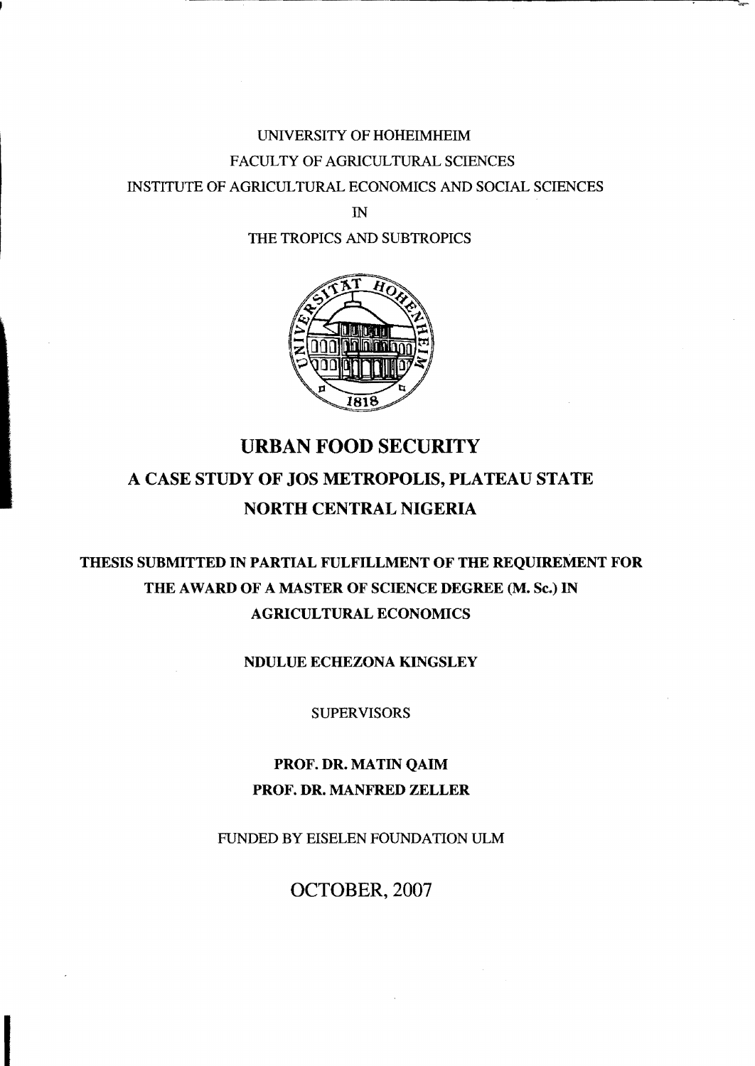UNIVERSITY OF HOHEIMHEIM

FACULTY OF AGRICULTURAL SCIENCES

INSTITUTE OF AGRICULTURAL ECONOMICS AND SOCIAL SCIENCES

IN

THE TROPICS AND SUBTROPICS

# URBAN FOOD SECURITY

## A CASE STUDY OF JOS METROPOLIS, PLATEAU STATE NORTH CENTRAL NIGERIA

**THESIS SUBMITTED IN PARTIAL FULFILLMENT OF THE REQUIREMENT FOR THE AWARD OF A MASTER OF SCIENCE DEGREE (M. Sc.) IN AGRICULTURAL ECONOMICS**

**NDULUE ECHEZONA KINGSLEY**

SUPERVISORS

**PROF. DR. MATIN QAIM**

**PROF. DR. MANFRED ZELLER**

FUNDED BY EISELEN FOUNDATION ULM

OCTOBER, 2007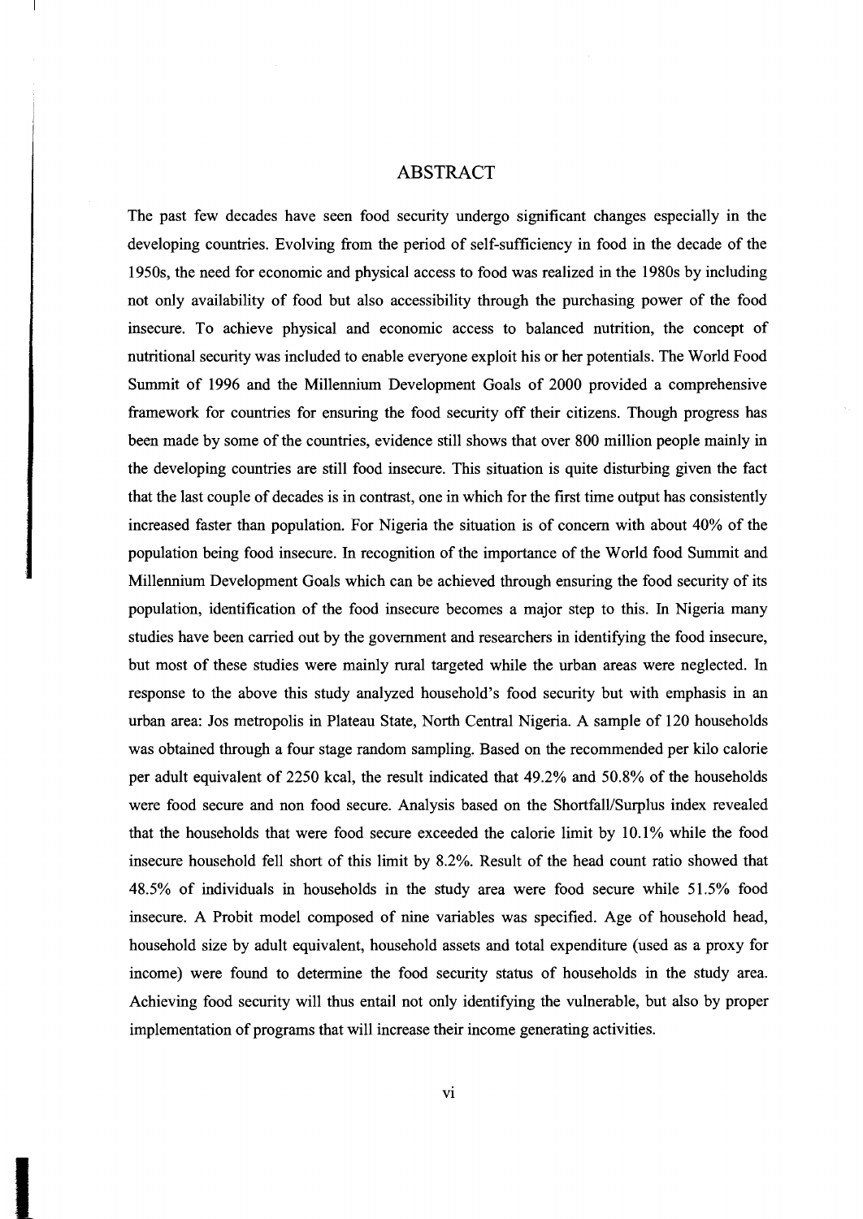# ABSTRACT

The past few decades have seen food security undergo significant changes especially in the developing countries. Evolving from the period of self-sufficiency in food in the decade of the 1950s, the need for economic and physical access to food was realized in the 1980s by including not only availability of food but also accessibility through the purchasing power of the food insecure. To achieve physical and economic access to balanced nutrition, the concept of nutritional security was included to enable everyone exploit his or her potentials. The World Food Summit of 1996 and the Millennium Development Goals of 2000 provided a comprehensive framework for countries for ensuring the food security off their citizens. Though progress has been made by some of the countries, evidence still shows that over 800 million people mainly in the developing countries are still food insecure. This situation is quite disturbing given the fact that the last couple of decades is in contrast, one in which for the first time output has consistently increased faster than population. For Nigeria the situation is of concern with about 40% of the population being food insecure. In recognition of the importance of the World food Summit and Millennium Development Goals which can be achieved through ensuring the food security of its population, identification of the food insecure becomes a major step to this. In Nigeria many studies have been carried out by the government and researchers in identifying the food insecure, but most of these studies were mainly rural targeted while the urban areas were neglected. In response to the above this study analyzed household's food security but with emphasis in an urban area: Jos metropolis in Plateau State, North Central Nigeria. A sample of 120 households was obtained through a four stage random sampling. Based on the recommended per kilo calorie per adult equivalent of 2250 kcal, the result indicated that 49.2% and 50.8% of the households were food secure and non food secure. Analysis based on the Shortfall/Surplus index revealed that the households that were food secure exceeded the calorie limit by 10.1% while the food insecure household fell short of this limit by 8.2%. Result of the head count ratio showed that 48.5% of individuals in households in the study area were food secure while 51.5% food insecure. A Probit model composed of nine variables was specified. Age of household head, household size by adult equivalent, household assets and total expenditure (used as a proxy for income) were found to determine the food security status of households in the study area. Achieving food security will thus entail not only identifying the vulnerable, but also by proper implementation of programs that will increase their income generating activities.